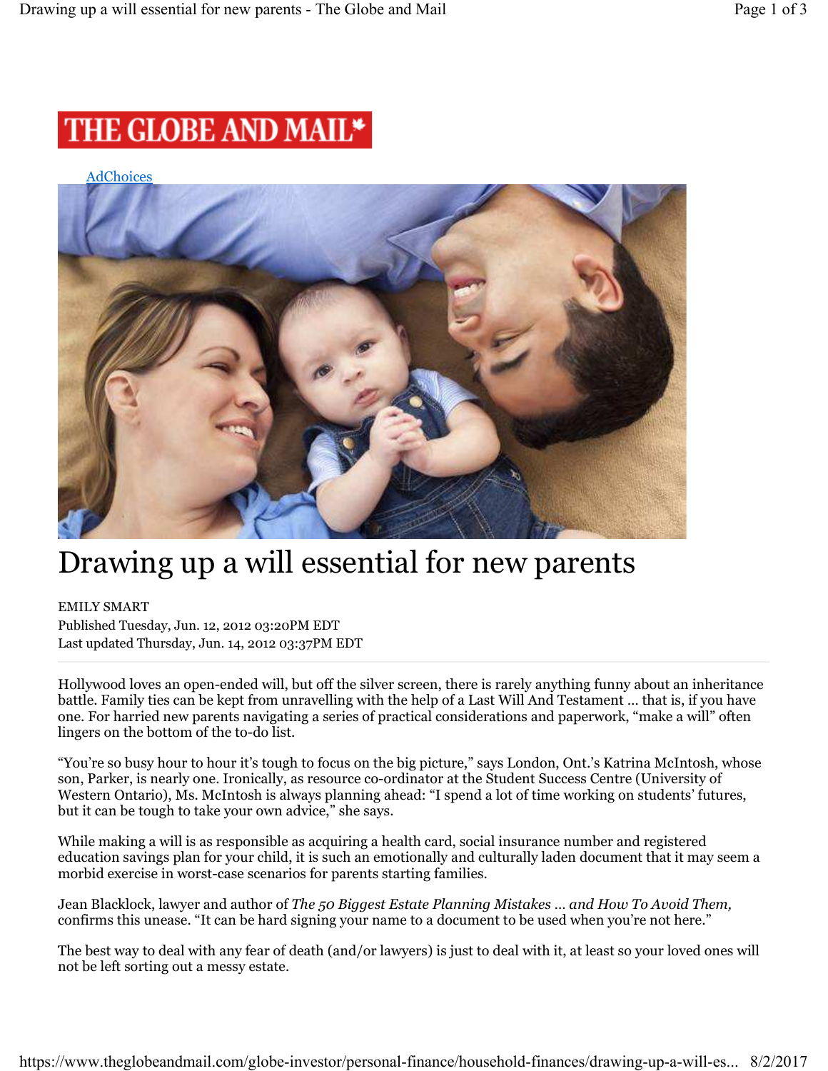THE GLOBE AND MAIL

AdChoices

# Drawing up a will essential for new parents

EMILY SMART

Published Tuesday, Jun. 12, 2012 03:20PM EDT

Last updated Thursday, Jun. 14, 2012 03:37PM EDT

Hollywood loves an open-ended will, but off the silver screen, there is rarely anything funny about an inheritance battle. Family ties can be kept from unravelling with the help of a Last Will And Testament ... that is, if you have one. For harried new parents navigating a series of practical considerations and paperwork, "make a will" often lingers on the bottom of the to-do list.

"You're so busy hour to hour it's tough to focus on the big picture," says London, Ont.'s Katrina McIntosh, whose son, Parker, is nearly one. Ironically, as resource co-ordinator at the Student Success Centre (University of Western Ontario), Ms. McIntosh is always planning ahead: "I spend a lot of time working on students' futures, but it can be tough to take your own advice," she says.

While making a will is as responsible as acquiring a health card, social insurance number and registered education savings plan for your child, it is such an emotionally and culturally laden document that it may seem a morbid exercise in worst-case scenarios for parents starting families.

Jean Blacklock, lawyer and author of *The 50 Biggest Estate Planning Mistakes ... and How To Avoid Them,* confirms this unease. "It can be hard signing your name to a document to be used when you're not here."

The best way to deal with any fear of death (and/or lawyers) is just to deal with it, at least so your loved ones will not be left sorting out a messy estate.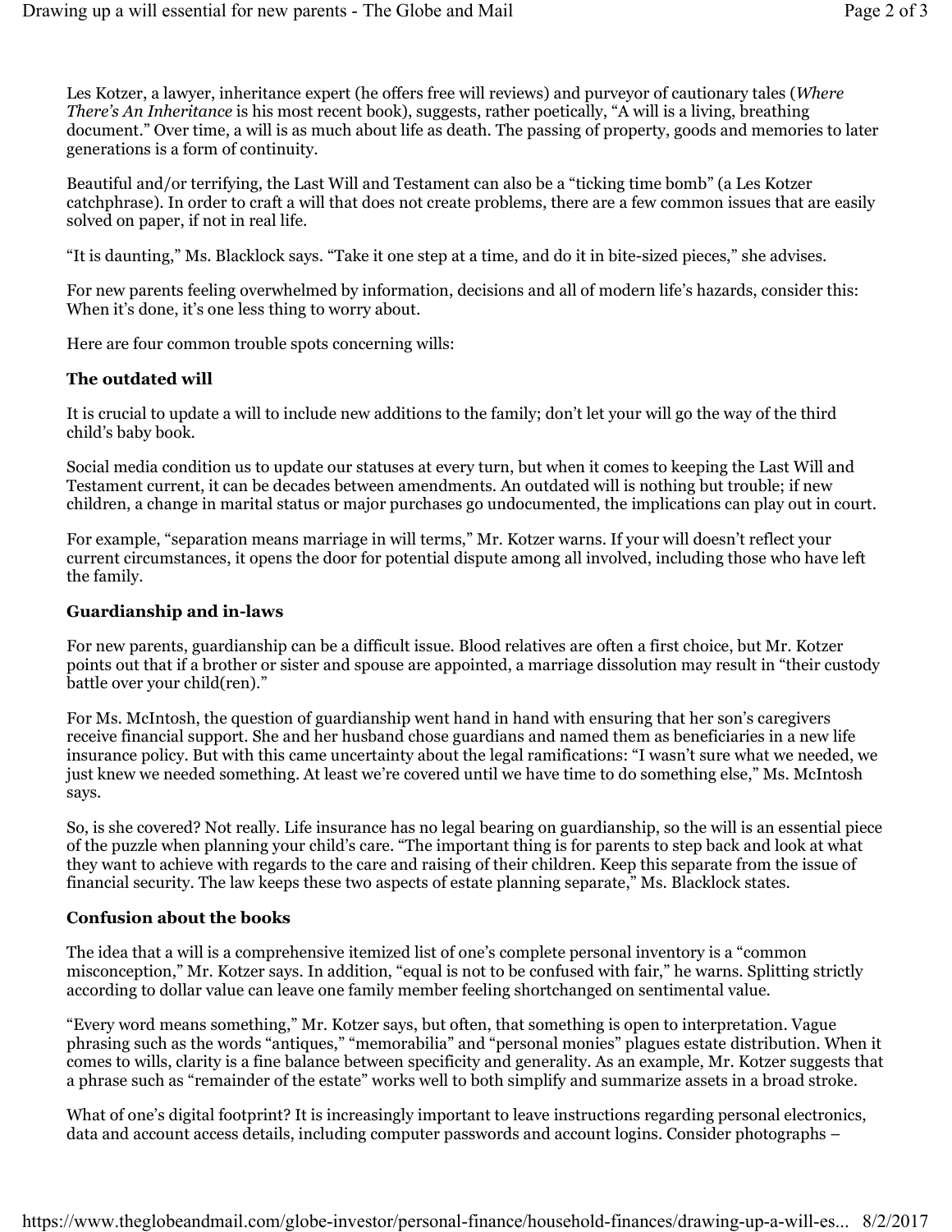Les Kotzer, a lawyer, inheritance expert (he offers free will reviews) and purveyor of cautionary tales (*Where There's An Inheritance* is his most recent book), suggests, rather poetically, "A will is a living, breathing document." Over time, a will is as much about life as death. The passing of property, goods and memories to later generations is a form of continuity.

Beautiful and/or terrifying, the Last Will and Testament can also be a "ticking time bomb" (a Les Kotzer catchphrase). In order to craft a will that does not create problems, there are a few common issues that are easily solved on paper, if not in real life.

"It is daunting," Ms. Blacklock says. "Take it one step at a time, and do it in bite-sized pieces," she advises.

For new parents feeling overwhelmed by information, decisions and all of modern life's hazards, consider this: When it's done, it's one less thing to worry about.

Here are four common trouble spots concerning wills:

### The outdated will

It is crucial to update a will to include new additions to the family; don't let your will go the way of the third child's baby book.

Social media condition us to update our statuses at every turn, but when it comes to keeping the Last Will and Testament current, it can be decades between amendments. An outdated will is nothing but trouble; if new children, a change in marital status or major purchases go undocumented, the implications can play out in court.

For example, "separation means marriage in will terms," Mr. Kotzer warns. If your will doesn't reflect your current circumstances, it opens the door for potential dispute among all involved, including those who have left the family.

### Guardianship and in-laws

For new parents, guardianship can be a difficult issue. Blood relatives are often a first choice, but Mr. Kotzer points out that if a brother or sister and spouse are appointed, a marriage dissolution may result in "their custody battle over your child(ren)."

For Ms. McIntosh, the question of guardianship went hand in hand with ensuring that her son's caregivers receive financial support. She and her husband chose guardians and named them as beneficiaries in a new life insurance policy. But with this came uncertainty about the legal ramifications: "I wasn't sure what we needed, we just knew we needed something. At least we're covered until we have time to do something else," Ms. McIntosh says.

So, is she covered? Not really. Life insurance has no legal bearing on guardianship, so the will is an essential piece of the puzzle when planning your child's care. "The important thing is for parents to step back and look at what they want to achieve with regards to the care and raising of their children. Keep this separate from the issue of financial security. The law keeps these two aspects of estate planning separate," Ms. Blacklock states.

### Confusion about the books

The idea that a will is a comprehensive itemized list of one's complete personal inventory is a "common misconception," Mr. Kotzer says. In addition, "equal is not to be confused with fair," he warns. Splitting strictly according to dollar value can leave one family member feeling shortchanged on sentimental value.

"Every word means something," Mr. Kotzer says, but often, that something is open to interpretation. Vague phrasing such as the words "antiques," "memorabilia" and "personal monies" plagues estate distribution. When it comes to wills, clarity is a fine balance between specificity and generality. As an example, Mr. Kotzer suggests that a phrase such as "remainder of the estate" works well to both simplify and summarize assets in a broad stroke.

What of one's digital footprint? It is increasingly important to leave instructions regarding personal electronics, data and account access details, including computer passwords and account logins. Consider photographs –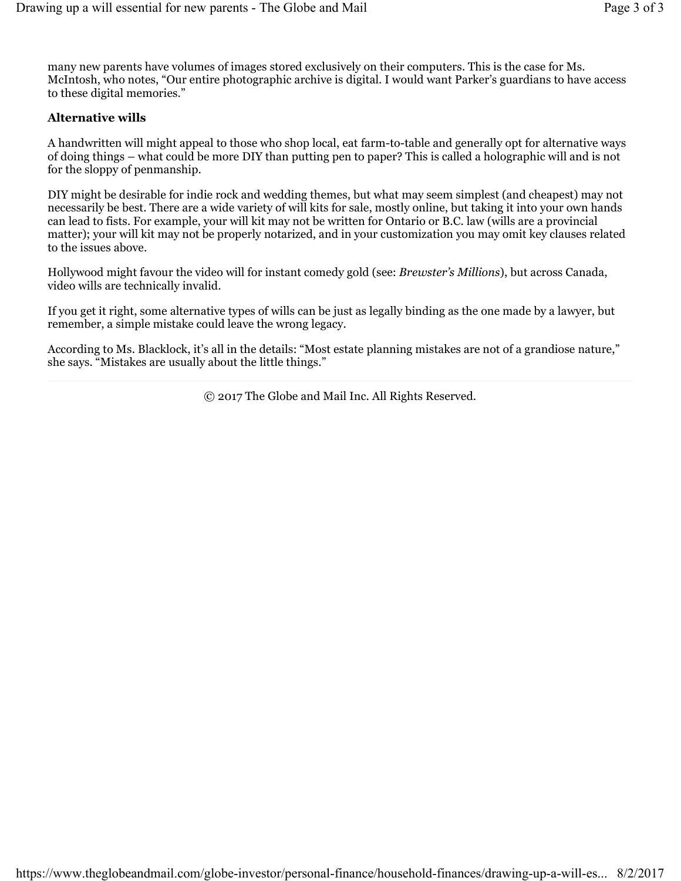many new parents have volumes of images stored exclusively on their computers. This is the case for Ms. McIntosh, who notes, “Our entire photographic archive is digital. I would want Parker’s guardians to have access to these digital memories.”

### Alternative wills

A handwritten will might appeal to those who shop local, eat farm-to-table and generally opt for alternative ways of doing things – what could be more DIY than putting pen to paper? This is called a holographic will and is not for the sloppy of penmanship.

DIY might be desirable for indie rock and wedding themes, but what may seem simplest (and cheapest) may not necessarily be best. There are a wide variety of will kits for sale, mostly online, but taking it into your own hands can lead to fists. For example, your will kit may not be written for Ontario or B.C. law (wills are a provincial matter); your will kit may not be properly notarized, and in your customization you may omit key clauses related to the issues above.

Hollywood might favour the video will for instant comedy gold (see: *Brewster’s Millions*), but across Canada, video wills are technically invalid.

If you get it right, some alternative types of wills can be just as legally binding as the one made by a lawyer, but remember, a simple mistake could leave the wrong legacy.

According to Ms. Blacklock, it’s all in the details: “Most estate planning mistakes are not of a grandiose nature,” she says. “Mistakes are usually about the little things.”

© 2017 The Globe and Mail Inc. All Rights Reserved.